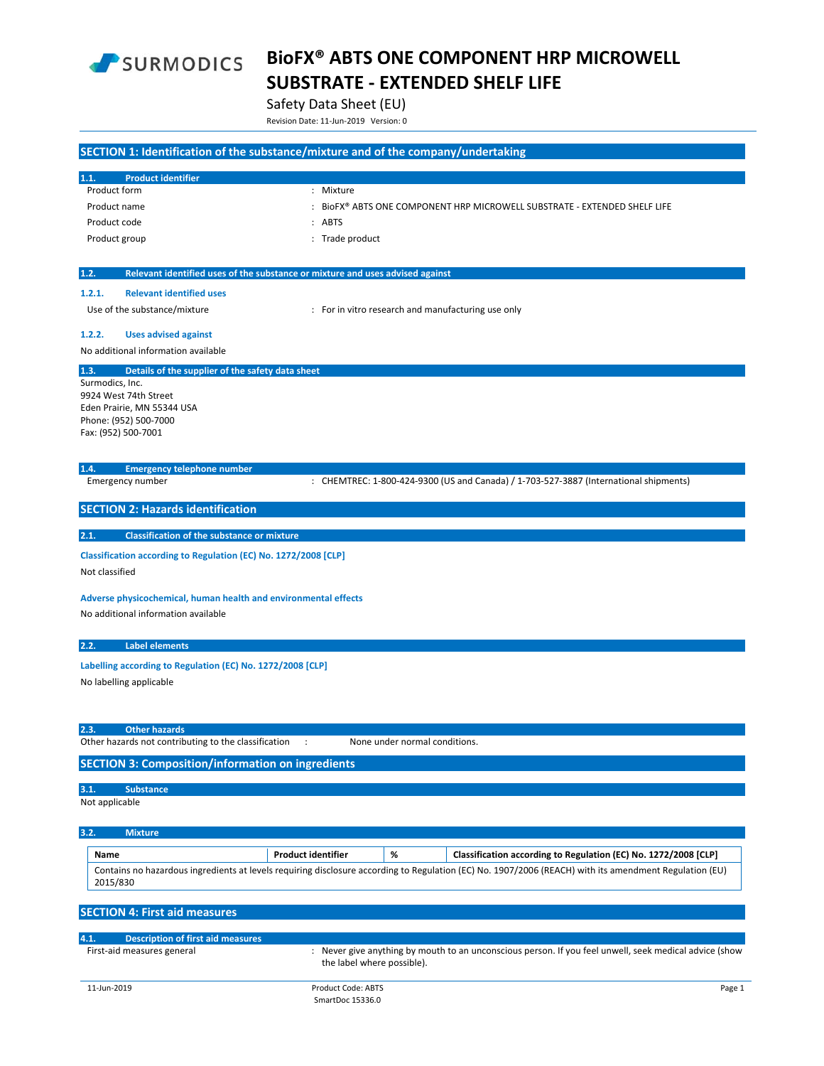# BioFX® ABTS ONE COMPONENT HRP MICROWELL SUBSTRATE - EXTENDED SHELF LIFE

Safety Data Sheet (EU)

Revision Date: 11-Jun-2019 Version: 0

## SECTION 1: Identification of the substance/mixture and of the company/undertaking

### 1.1. Product identifier

Product form : Mixture

Product name : BioFX® ABTS ONE COMPONENT HRP MICROWELL SUBSTRATE - EXTENDED SHELF LIFE

Product code : ABTS

Product group : Trade product

### 1.2. Relevant identified uses of the substance or mixture and uses advised against

#### 1.2.1. Relevant identified uses

Use of the substance/mixture : For in vitro research and manufacturing use only

#### 1.2.2. Uses advised against

No additional information available

### 1.3. Details of the supplier of the safety data sheet

Surmodics, Inc.
9924 West 74th Street
Eden Prairie, MN 55344 USA
Phone: (952) 500-7000
Fax: (952) 500-7001

### 1.4. Emergency telephone number

Emergency number : CHEMTREC: 1-800-424-9300 (US and Canada) / 1-703-527-3887 (International shipments)

## SECTION 2: Hazards identification

### 2.1. Classification of the substance or mixture

**Classification according to Regulation (EC) No. 1272/2008 [CLP]**

Not classified

**Adverse physicochemical, human health and environmental effects**

No additional information available

### 2.2. Label elements

**Labelling according to Regulation (EC) No. 1272/2008 [CLP]**

No labelling applicable

### 2.3. Other hazards

Other hazards not contributing to the classification : None under normal conditions.

## SECTION 3: Composition/information on ingredients

### 3.1. Substance

Not applicable

### 3.2. Mixture

| Name | Product identifier | % | Classification according to Regulation (EC) No. 1272/2008 [CLP] |
|---|---|---|---|
| Contains no hazardous ingredients at levels requiring disclosure according to Regulation (EC) No. 1907/2006 (REACH) with its amendment Regulation (EU) 2015/830 | | | |

## SECTION 4: First aid measures

### 4.1. Description of first aid measures

First-aid measures general : Never give anything by mouth to an unconscious person. If you feel unwell, seek medical advice (show the label where possible).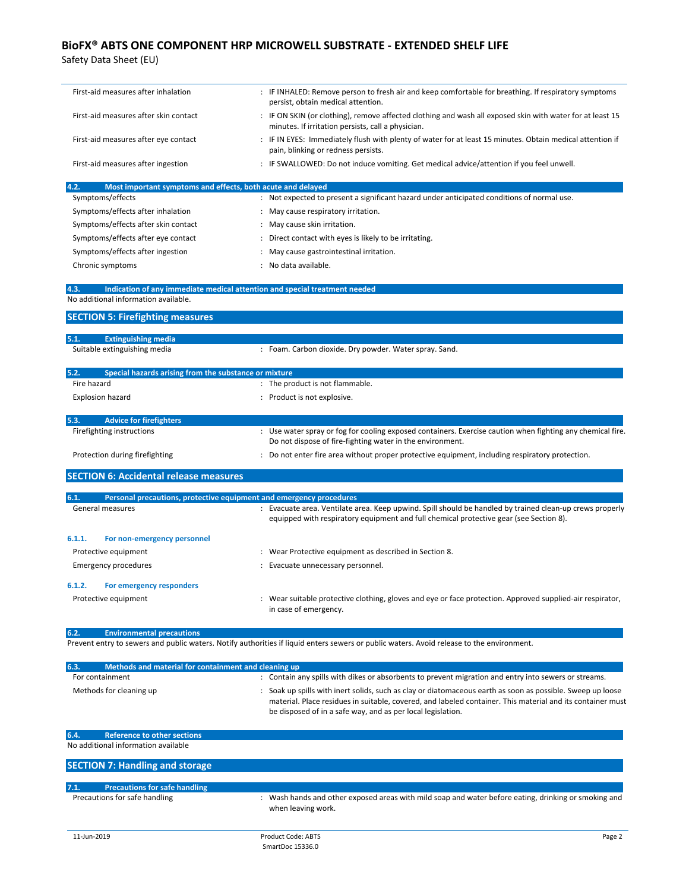| | |
|---|---|
| First-aid measures after inhalation | : IF INHALED: Remove person to fresh air and keep comfortable for breathing. If respiratory symptoms persist, obtain medical attention. |
| First-aid measures after skin contact | : IF ON SKIN (or clothing), remove affected clothing and wash all exposed skin with water for at least 15 minutes. If irritation persists, call a physician. |
| First-aid measures after eye contact | : IF IN EYES: Immediately flush with plenty of water for at least 15 minutes. Obtain medical attention if pain, blinking or redness persists. |
| First-aid measures after ingestion | : IF SWALLOWED: Do not induce vomiting. Get medical advice/attention if you feel unwell. |

### 4.2. Most important symptoms and effects, both acute and delayed

| | |
|---|---|
| Symptoms/effects | : Not expected to present a significant hazard under anticipated conditions of normal use. |
| Symptoms/effects after inhalation | : May cause respiratory irritation. |
| Symptoms/effects after skin contact | : May cause skin irritation. |
| Symptoms/effects after eye contact | : Direct contact with eyes is likely to be irritating. |
| Symptoms/effects after ingestion | : May cause gastrointestinal irritation. |
| Chronic symptoms | : No data available. |

### 4.3. Indication of any immediate medical attention and special treatment needed

No additional information available.

## SECTION 5: Firefighting measures

### 5.1. Extinguishing media

| | |
|---|---|
| Suitable extinguishing media | : Foam. Carbon dioxide. Dry powder. Water spray. Sand. |

### 5.2. Special hazards arising from the substance or mixture

| | |
|---|---|
| Fire hazard | : The product is not flammable. |
| Explosion hazard | : Product is not explosive. |

### 5.3. Advice for firefighters

| | |
|---|---|
| Firefighting instructions | : Use water spray or fog for cooling exposed containers. Exercise caution when fighting any chemical fire. Do not dispose of fire-fighting water in the environment. |
| Protection during firefighting | : Do not enter fire area without proper protective equipment, including respiratory protection. |

## SECTION 6: Accidental release measures

### 6.1. Personal precautions, protective equipment and emergency procedures

| | |
|---|---|
| General measures | : Evacuate area. Ventilate area. Keep upwind. Spill should be handled by trained clean-up crews properly equipped with respiratory equipment and full chemical protective gear (see Section 8). |

#### 6.1.1. For non-emergency personnel

| | |
|---|---|
| Protective equipment | : Wear Protective equipment as described in Section 8. |
| Emergency procedures | : Evacuate unnecessary personnel. |

#### 6.1.2. For emergency responders

| | |
|---|---|
| Protective equipment | : Wear suitable protective clothing, gloves and eye or face protection. Approved supplied-air respirator, in case of emergency. |

### 6.2. Environmental precautions

Prevent entry to sewers and public waters. Notify authorities if liquid enters sewers or public waters. Avoid release to the environment.

### 6.3. Methods and material for containment and cleaning up

| | |
|---|---|
| For containment | : Contain any spills with dikes or absorbents to prevent migration and entry into sewers or streams. |
| Methods for cleaning up | : Soak up spills with inert solids, such as clay or diatomaceous earth as soon as possible. Sweep up loose material. Place residues in suitable, covered, and labeled container. This material and its container must be disposed of in a safe way, and as per local legislation. |

### 6.4. Reference to other sections

No additional information available

## SECTION 7: Handling and storage

### 7.1. Precautions for safe handling

| | |
|---|---|
| Precautions for safe handling | : Wash hands and other exposed areas with mild soap and water before eating, drinking or smoking and when leaving work. |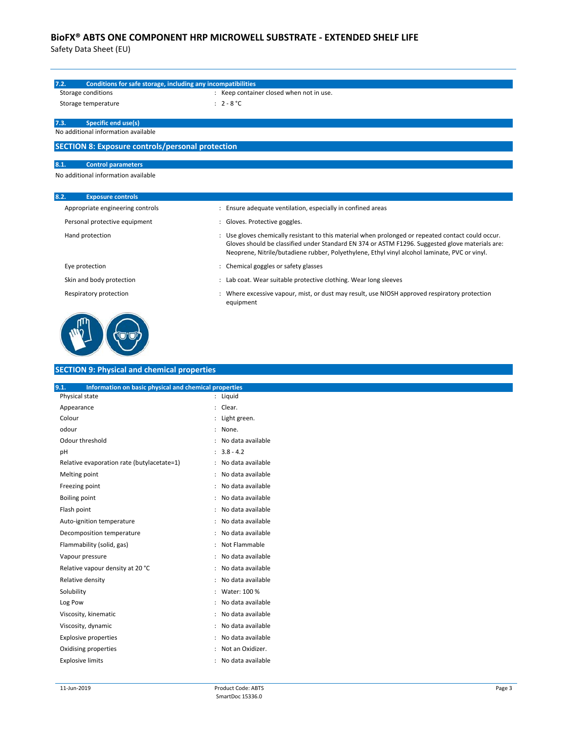### 7.2. Conditions for safe storage, including any incompatibilities

| | |
|---|---|
| Storage conditions | : Keep container closed when not in use. |
| Storage temperature | : 2 - 8 °C |

### 7.3. Specific end use(s)

No additional information available

## SECTION 8: Exposure controls/personal protection

### 8.1. Control parameters

No additional information available

### 8.2. Exposure controls

| | |
|---|---|
| Appropriate engineering controls | : Ensure adequate ventilation, especially in confined areas |
| Personal protective equipment | : Gloves. Protective goggles. |
| Hand protection | : Use gloves chemically resistant to this material when prolonged or repeated contact could occur. Gloves should be classified under Standard EN 374 or ASTM F1296. Suggested glove materials are: Neoprene, Nitrile/butadiene rubber, Polyethylene, Ethyl vinyl alcohol laminate, PVC or vinyl. |
| Eye protection | : Chemical goggles or safety glasses |
| Skin and body protection | : Lab coat. Wear suitable protective clothing. Wear long sleeves |
| Respiratory protection | : Where excessive vapour, mist, or dust may result, use NIOSH approved respiratory protection equipment |

## SECTION 9: Physical and chemical properties

### 9.1. Information on basic physical and chemical properties

| | |
|---|---|
| Physical state | : Liquid |
| Appearance | : Clear. |
| Colour | : Light green. |
| odour | : None. |
| Odour threshold | : No data available |
| pH | : 3.8 - 4.2 |
| Relative evaporation rate (butylacetate=1) | : No data available |
| Melting point | : No data available |
| Freezing point | : No data available |
| Boiling point | : No data available |
| Flash point | : No data available |
| Auto-ignition temperature | : No data available |
| Decomposition temperature | : No data available |
| Flammability (solid, gas) | : Not Flammable |
| Vapour pressure | : No data available |
| Relative vapour density at 20 °C | : No data available |
| Relative density | : No data available |
| Solubility | : Water: 100 % |
| Log Pow | : No data available |
| Viscosity, kinematic | : No data available |
| Viscosity, dynamic | : No data available |
| Explosive properties | : No data available |
| Oxidising properties | : Not an Oxidizer. |
| Explosive limits | : No data available |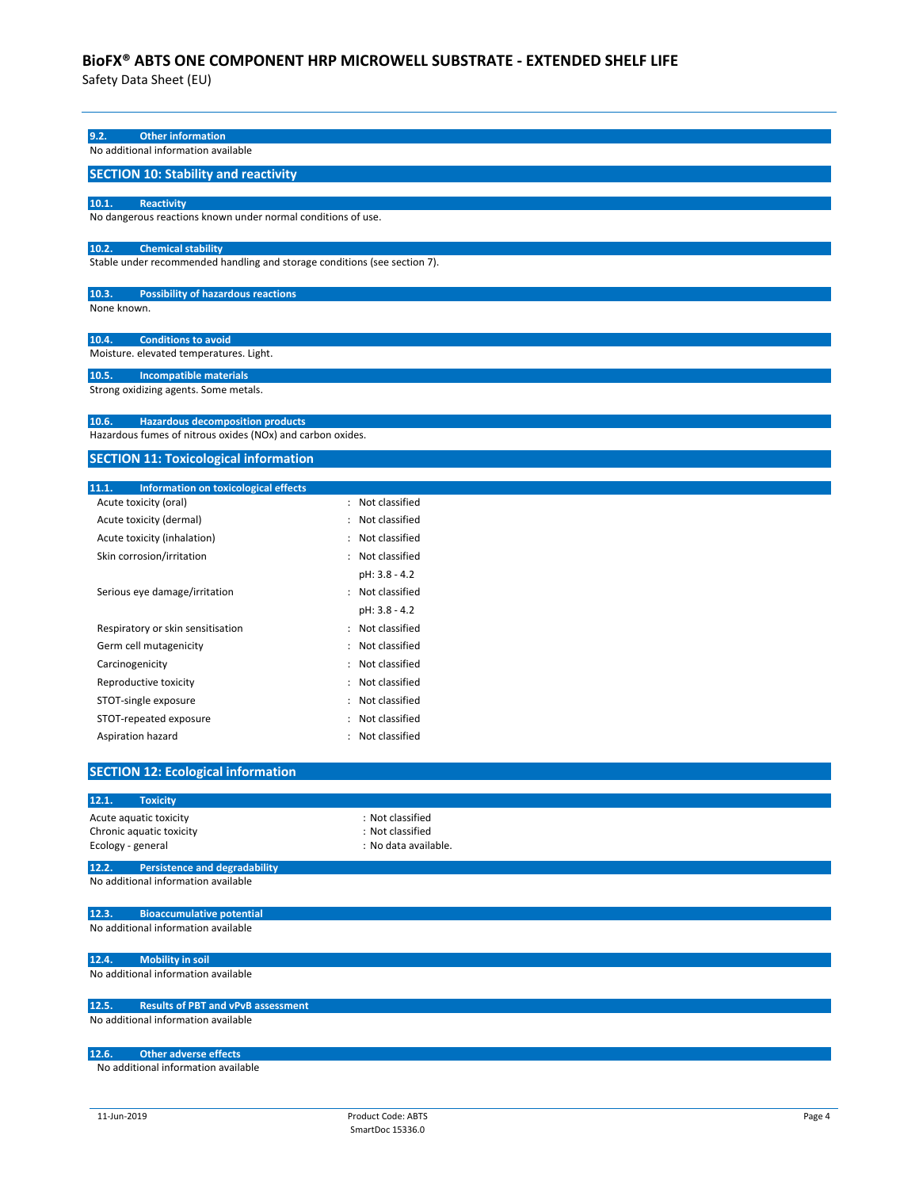### 9.2. Other information

No additional information available

## SECTION 10: Stability and reactivity

### 10.1. Reactivity

No dangerous reactions known under normal conditions of use.

### 10.2. Chemical stability

Stable under recommended handling and storage conditions (see section 7).

### 10.3. Possibility of hazardous reactions

None known.

### 10.4. Conditions to avoid

Moisture. elevated temperatures. Light.

### 10.5. Incompatible materials

Strong oxidizing agents. Some metals.

### 10.6. Hazardous decomposition products

Hazardous fumes of nitrous oxides (NOx) and carbon oxides.

## SECTION 11: Toxicological information

### 11.1. Information on toxicological effects

| | |
|---|---|
| Acute toxicity (oral) | : Not classified |
| Acute toxicity (dermal) | : Not classified |
| Acute toxicity (inhalation) | : Not classified |
| Skin corrosion/irritation | : Not classified<br>pH: 3.8 - 4.2 |
| Serious eye damage/irritation | : Not classified<br>pH: 3.8 - 4.2 |
| Respiratory or skin sensitisation | : Not classified |
| Germ cell mutagenicity | : Not classified |
| Carcinogenicity | : Not classified |
| Reproductive toxicity | : Not classified |
| STOT-single exposure | : Not classified |
| STOT-repeated exposure | : Not classified |
| Aspiration hazard | : Not classified |

## SECTION 12: Ecological information

### 12.1. Toxicity

| | |
|---|---|
| Acute aquatic toxicity | : Not classified |
| Chronic aquatic toxicity | : Not classified |
| Ecology - general | : No data available. |

### 12.2. Persistence and degradability

No additional information available

### 12.3. Bioaccumulative potential

No additional information available

### 12.4. Mobility in soil

No additional information available

### 12.5. Results of PBT and vPvB assessment

No additional information available

### 12.6. Other adverse effects

No additional information available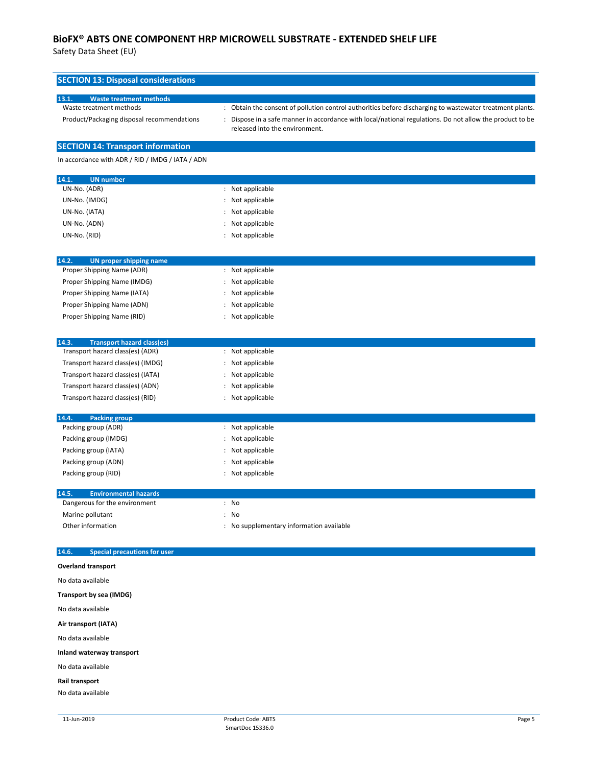## SECTION 13: Disposal considerations

### 13.1. Waste treatment methods

| | |
|---|---|
| Waste treatment methods | : Obtain the consent of pollution control authorities before discharging to wastewater treatment plants. |
| Product/Packaging disposal recommendations | : Dispose in a safe manner in accordance with local/national regulations. Do not allow the product to be released into the environment. |

## SECTION 14: Transport information

In accordance with ADR / RID / IMDG / IATA / ADN

### 14.1. UN number

| | |
|---|---|
| UN-No. (ADR) | : Not applicable |
| UN-No. (IMDG) | : Not applicable |
| UN-No. (IATA) | : Not applicable |
| UN-No. (ADN) | : Not applicable |
| UN-No. (RID) | : Not applicable |

### 14.2. UN proper shipping name

| | |
|---|---|
| Proper Shipping Name (ADR) | : Not applicable |
| Proper Shipping Name (IMDG) | : Not applicable |
| Proper Shipping Name (IATA) | : Not applicable |
| Proper Shipping Name (ADN) | : Not applicable |
| Proper Shipping Name (RID) | : Not applicable |

### 14.3. Transport hazard class(es)

| | |
|---|---|
| Transport hazard class(es) (ADR) | : Not applicable |
| Transport hazard class(es) (IMDG) | : Not applicable |
| Transport hazard class(es) (IATA) | : Not applicable |
| Transport hazard class(es) (ADN) | : Not applicable |
| Transport hazard class(es) (RID) | : Not applicable |

### 14.4. Packing group

| | |
|---|---|
| Packing group (ADR) | : Not applicable |
| Packing group (IMDG) | : Not applicable |
| Packing group (IATA) | : Not applicable |
| Packing group (ADN) | : Not applicable |
| Packing group (RID) | : Not applicable |

### 14.5. Environmental hazards

| | |
|---|---|
| Dangerous for the environment | : No |
| Marine pollutant | : No |
| Other information | : No supplementary information available |

### 14.6. Special precautions for user

**Overland transport**

No data available

**Transport by sea (IMDG)**

No data available

**Air transport (IATA)**

No data available

**Inland waterway transport**

No data available

**Rail transport**

No data available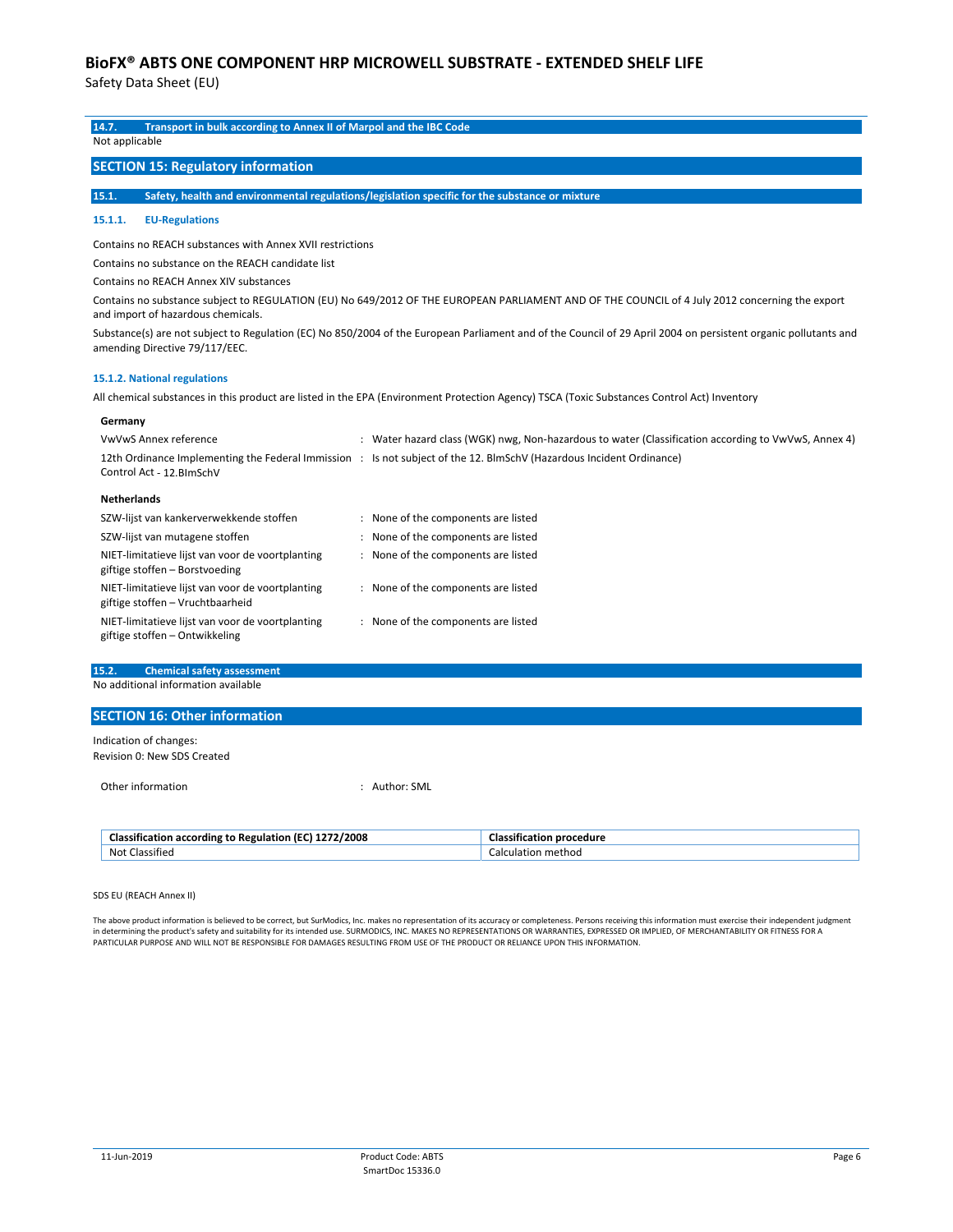### 14.7. Transport in bulk according to Annex II of Marpol and the IBC Code

Not applicable

## SECTION 15: Regulatory information

### 15.1. Safety, health and environmental regulations/legislation specific for the substance or mixture

#### 15.1.1. EU-Regulations

Contains no REACH substances with Annex XVII restrictions

Contains no substance on the REACH candidate list

Contains no REACH Annex XIV substances

Contains no substance subject to REGULATION (EU) No 649/2012 OF THE EUROPEAN PARLIAMENT AND OF THE COUNCIL of 4 July 2012 concerning the export and import of hazardous chemicals.

Substance(s) are not subject to Regulation (EC) No 850/2004 of the European Parliament and of the Council of 29 April 2004 on persistent organic pollutants and amending Directive 79/117/EEC.

#### 15.1.2. National regulations

All chemical substances in this product are listed in the EPA (Environment Protection Agency) TSCA (Toxic Substances Control Act) Inventory

**Germany**

| | |
|---|---|
| VwVwS Annex reference | : Water hazard class (WGK) nwg, Non-hazardous to water (Classification according to VwVwS, Annex 4) |
| 12th Ordinance Implementing the Federal Immission Control Act - 12.BImSchV | : Is not subject of the 12. BlmSchV (Hazardous Incident Ordinance) |

**Netherlands**

| | |
|---|---|
| SZW-lijst van kankerverwekkende stoffen | : None of the components are listed |
| SZW-lijst van mutagene stoffen | : None of the components are listed |
| NIET-limitatieve lijst van voor de voortplanting giftige stoffen – Borstvoeding | : None of the components are listed |
| NIET-limitatieve lijst van voor de voortplanting giftige stoffen – Vruchtbaarheid | : None of the components are listed |
| NIET-limitatieve lijst van voor de voortplanting giftige stoffen – Ontwikkeling | : None of the components are listed |

### 15.2. Chemical safety assessment

No additional information available

## SECTION 16: Other information

Indication of changes:
Revision 0: New SDS Created

Other information : Author: SML

| Classification according to Regulation (EC) 1272/2008 | Classification procedure |
|---|---|
| Not Classified | Calculation method |

SDS EU (REACH Annex II)

The above product information is believed to be correct, but SurModics, Inc. makes no representation of its accuracy or completeness. Persons receiving this information must exercise their independent judgment in determining the product's safety and suitability for its intended use. SURMODICS, INC. MAKES NO REPRESENTATIONS OR WARRANTIES, EXPRESSED OR IMPLIED, OF MERCHANTABILITY OR FITNESS FOR A PARTICULAR PURPOSE AND WILL NOT BE RESPONSIBLE FOR DAMAGES RESULTING FROM USE OF THE PRODUCT OR RELIANCE UPON THIS INFORMATION.